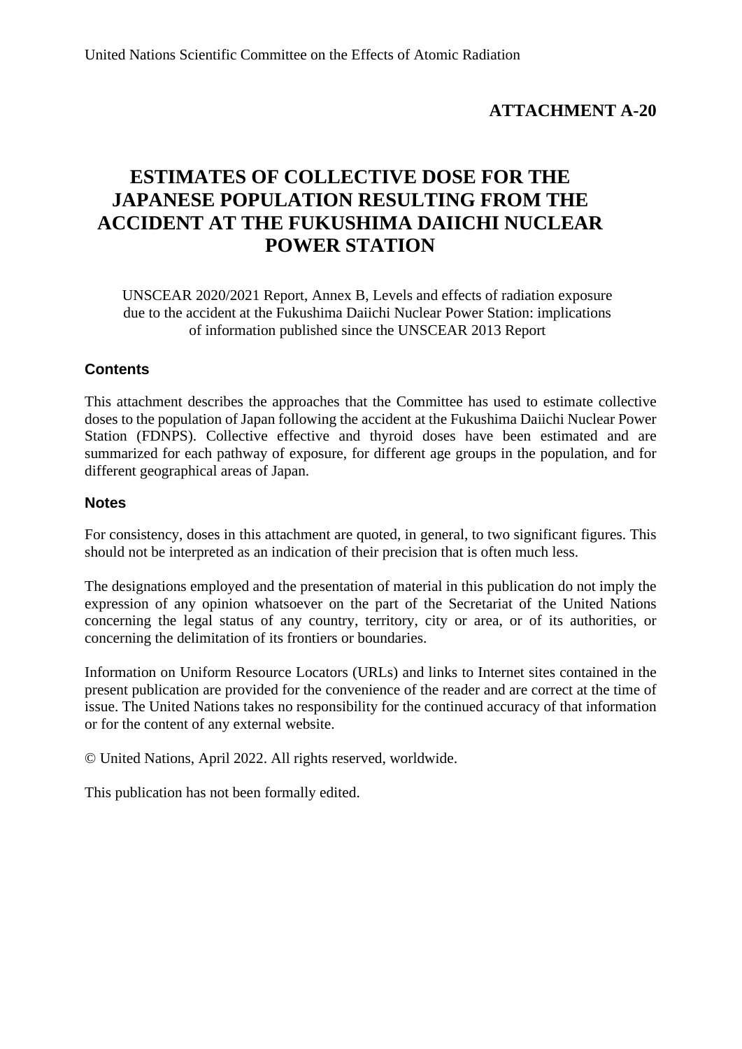United Nations Scientific Committee on the Effects of Atomic Radiation

**ATTACHMENT A-20**

# ESTIMATES OF COLLECTIVE DOSE FOR THE JAPANESE POPULATION RESULTING FROM THE ACCIDENT AT THE FUKUSHIMA DAIICHI NUCLEAR POWER STATION

UNSCEAR 2020/2021 Report, Annex B, Levels and effects of radiation exposure due to the accident at the Fukushima Daiichi Nuclear Power Station: implications of information published since the UNSCEAR 2013 Report

## Contents

This attachment describes the approaches that the Committee has used to estimate collective doses to the population of Japan following the accident at the Fukushima Daiichi Nuclear Power Station (FDNPS). Collective effective and thyroid doses have been estimated and are summarized for each pathway of exposure, for different age groups in the population, and for different geographical areas of Japan.

## Notes

For consistency, doses in this attachment are quoted, in general, to two significant figures. This should not be interpreted as an indication of their precision that is often much less.

The designations employed and the presentation of material in this publication do not imply the expression of any opinion whatsoever on the part of the Secretariat of the United Nations concerning the legal status of any country, territory, city or area, or of its authorities, or concerning the delimitation of its frontiers or boundaries.

Information on Uniform Resource Locators (URLs) and links to Internet sites contained in the present publication are provided for the convenience of the reader and are correct at the time of issue. The United Nations takes no responsibility for the continued accuracy of that information or for the content of any external website.

© United Nations, April 2022. All rights reserved, worldwide.

This publication has not been formally edited.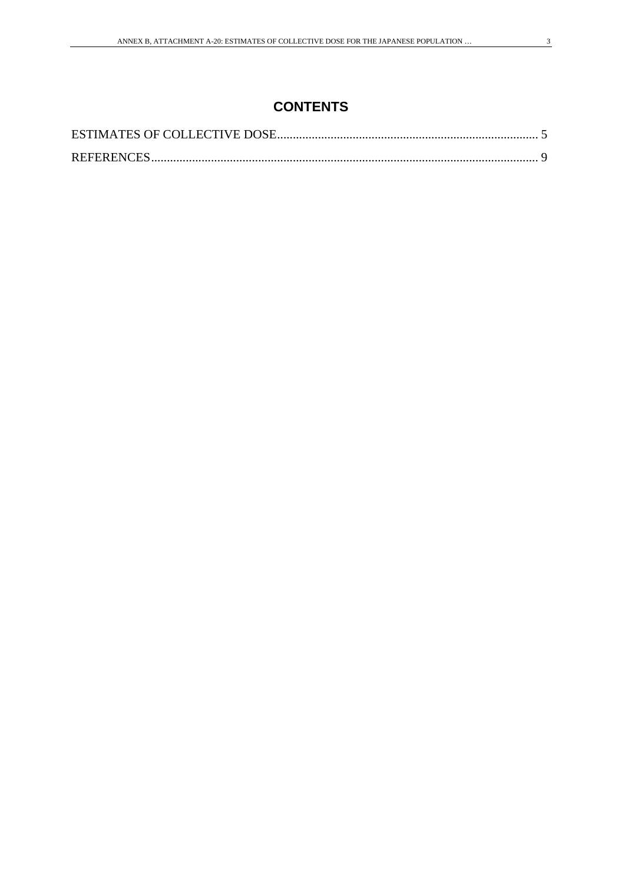# CONTENTS

ESTIMATES OF COLLECTIVE DOSE.................................................................................. 5

REFERENCES........................................................................................................................ 9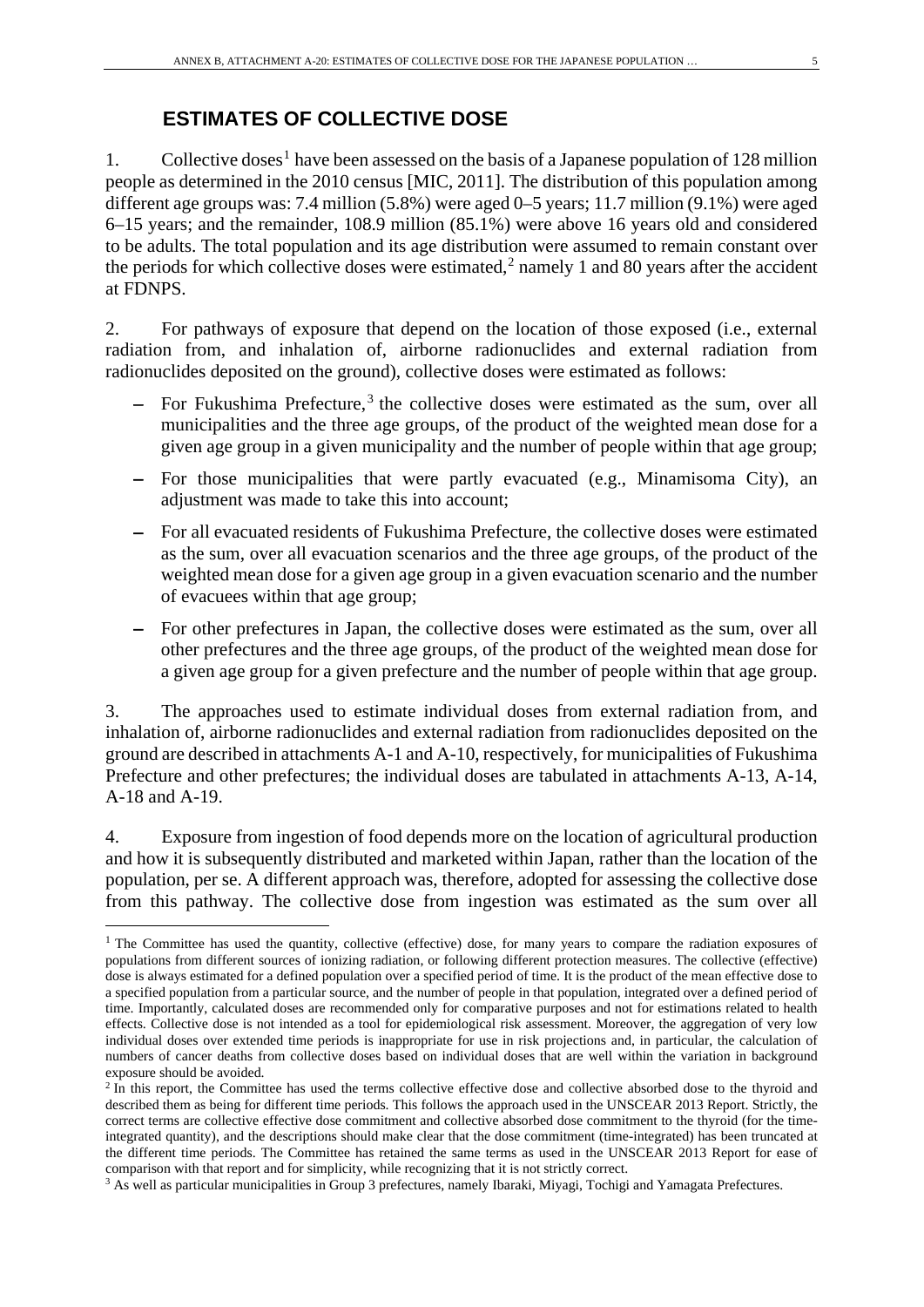## ESTIMATES OF COLLECTIVE DOSE

1. Collective doses[1] have been assessed on the basis of a Japanese population of 128 million people as determined in the 2010 census [MIC, 2011]. The distribution of this population among different age groups was: 7.4 million (5.8%) were aged 0–5 years; 11.7 million (9.1%) were aged 6–15 years; and the remainder, 108.9 million (85.1%) were above 16 years old and considered to be adults. The total population and its age distribution were assumed to remain constant over the periods for which collective doses were estimated,[2] namely 1 and 80 years after the accident at FDNPS.

2. For pathways of exposure that depend on the location of those exposed (i.e., external radiation from, and inhalation of, airborne radionuclides and external radiation from radionuclides deposited on the ground), collective doses were estimated as follows:

- For Fukushima Prefecture,[3] the collective doses were estimated as the sum, over all municipalities and the three age groups, of the product of the weighted mean dose for a given age group in a given municipality and the number of people within that age group;
- For those municipalities that were partly evacuated (e.g., Minamisoma City), an adjustment was made to take this into account;
- For all evacuated residents of Fukushima Prefecture, the collective doses were estimated as the sum, over all evacuation scenarios and the three age groups, of the product of the weighted mean dose for a given age group in a given evacuation scenario and the number of evacuees within that age group;
- For other prefectures in Japan, the collective doses were estimated as the sum, over all other prefectures and the three age groups, of the product of the weighted mean dose for a given age group for a given prefecture and the number of people within that age group.

3. The approaches used to estimate individual doses from external radiation from, and inhalation of, airborne radionuclides and external radiation from radionuclides deposited on the ground are described in attachments A-1 and A-10, respectively, for municipalities of Fukushima Prefecture and other prefectures; the individual doses are tabulated in attachments A-13, A-14, A-18 and A-19.

4. Exposure from ingestion of food depends more on the location of agricultural production and how it is subsequently distributed and marketed within Japan, rather than the location of the population, per se. A different approach was, therefore, adopted for assessing the collective dose from this pathway. The collective dose from ingestion was estimated as the sum over all

---

[1] The Committee has used the quantity, collective (effective) dose, for many years to compare the radiation exposures of populations from different sources of ionizing radiation, or following different protection measures. The collective (effective) dose is always estimated for a defined population over a specified period of time. It is the product of the mean effective dose to a specified population from a particular source, and the number of people in that population, integrated over a defined period of time. Importantly, calculated doses are recommended only for comparative purposes and not for estimations related to health effects. Collective dose is not intended as a tool for epidemiological risk assessment. Moreover, the aggregation of very low individual doses over extended time periods is inappropriate for use in risk projections and, in particular, the calculation of numbers of cancer deaths from collective doses based on individual doses that are well within the variation in background exposure should be avoided.

[2] In this report, the Committee has used the terms collective effective dose and collective absorbed dose to the thyroid and described them as being for different time periods. This follows the approach used in the UNSCEAR 2013 Report. Strictly, the correct terms are collective effective dose commitment and collective absorbed dose commitment to the thyroid (for the time-integrated quantity), and the descriptions should make clear that the dose commitment (time-integrated) has been truncated at the different time periods. The Committee has retained the same terms as used in the UNSCEAR 2013 Report for ease of comparison with that report and for simplicity, while recognizing that it is not strictly correct.

[3] As well as particular municipalities in Group 3 prefectures, namely Ibaraki, Miyagi, Tochigi and Yamagata Prefectures.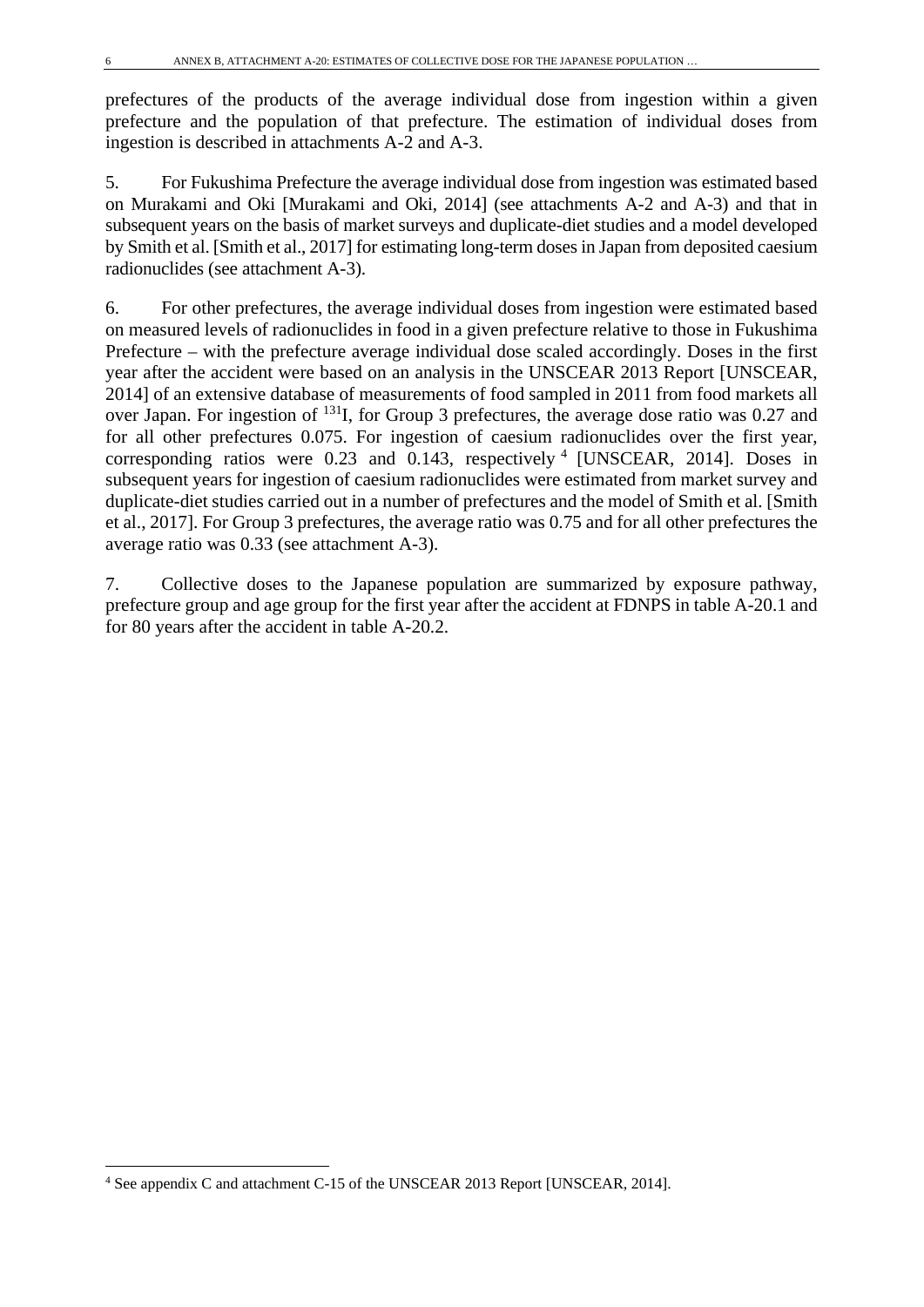prefectures of the products of the average individual dose from ingestion within a given prefecture and the population of that prefecture. The estimation of individual doses from ingestion is described in attachments A-2 and A-3.

5. For Fukushima Prefecture the average individual dose from ingestion was estimated based on Murakami and Oki [Murakami and Oki, 2014] (see attachments A-2 and A-3) and that in subsequent years on the basis of market surveys and duplicate-diet studies and a model developed by Smith et al. [Smith et al., 2017] for estimating long-term doses in Japan from deposited caesium radionuclides (see attachment A-3).

6. For other prefectures, the average individual doses from ingestion were estimated based on measured levels of radionuclides in food in a given prefecture relative to those in Fukushima Prefecture – with the prefecture average individual dose scaled accordingly. Doses in the first year after the accident were based on an analysis in the UNSCEAR 2013 Report [UNSCEAR, 2014] of an extensive database of measurements of food sampled in 2011 from food markets all over Japan. For ingestion of $^{131}$I, for Group 3 prefectures, the average dose ratio was 0.27 and for all other prefectures 0.075. For ingestion of caesium radionuclides over the first year, corresponding ratios were 0.23 and 0.143, respectively [4] [UNSCEAR, 2014]. Doses in subsequent years for ingestion of caesium radionuclides were estimated from market survey and duplicate-diet studies carried out in a number of prefectures and the model of Smith et al. [Smith et al., 2017]. For Group 3 prefectures, the average ratio was 0.75 and for all other prefectures the average ratio was 0.33 (see attachment A-3).

7. Collective doses to the Japanese population are summarized by exposure pathway, prefecture group and age group for the first year after the accident at FDNPS in table A-20.1 and for 80 years after the accident in table A-20.2.

---

[4] See appendix C and attachment C-15 of the UNSCEAR 2013 Report [UNSCEAR, 2014].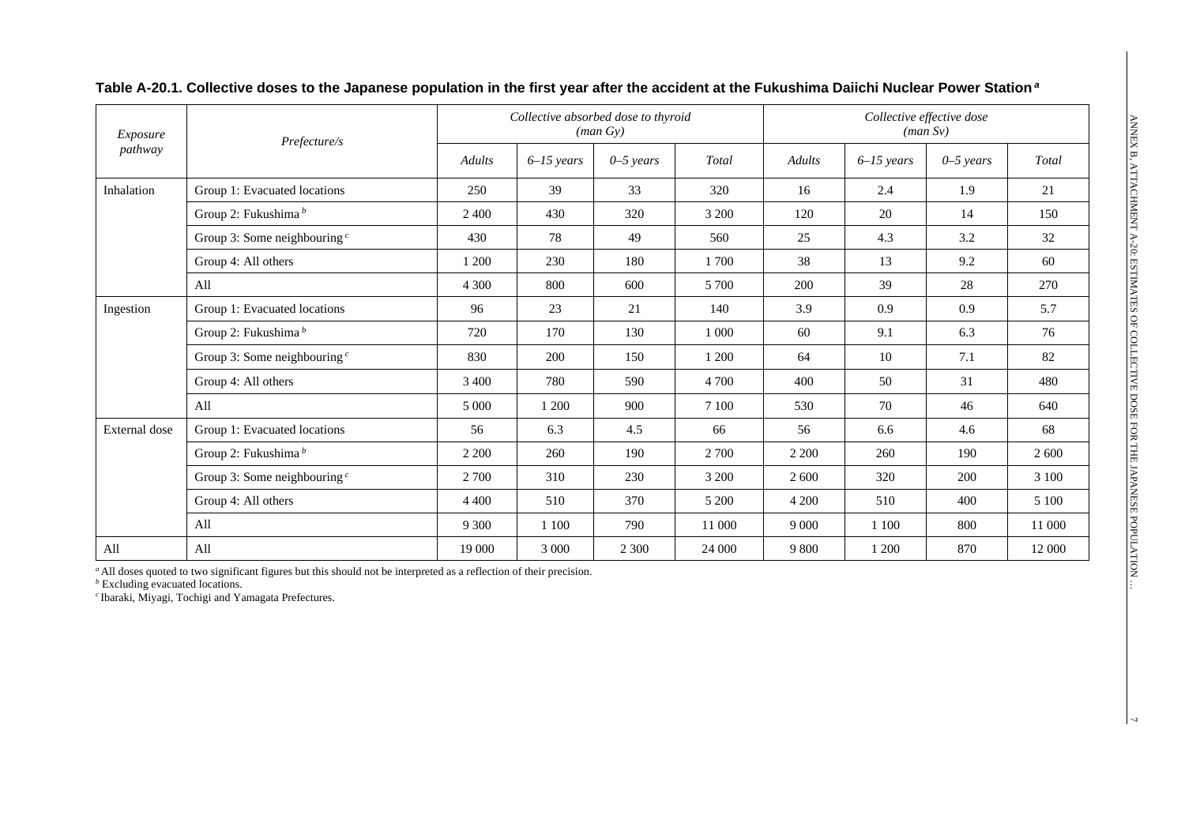**Table A-20.1. Collective doses to the Japanese population in the first year after the accident at the Fukushima Daiichi Nuclear Power Station [a]**

| *Exposure pathway* | *Prefecture/s* | *Collective absorbed dose to thyroid (man Gy)* | | | | *Collective effective dose (man Sv)* | | | |
|---|---|---|---|---|---|---|---|---|---|
| | | *Adults* | *6–15 years* | *0–5 years* | *Total* | *Adults* | *6–15 years* | *0–5 years* | *Total* |
| Inhalation | Group 1: Evacuated locations | 250 | 39 | 33 | 320 | 16 | 2.4 | 1.9 | 21 |
| | Group 2: Fukushima [b] | 2 400 | 430 | 320 | 3 200 | 120 | 20 | 14 | 150 |
| | Group 3: Some neighbouring [c] | 430 | 78 | 49 | 560 | 25 | 4.3 | 3.2 | 32 |
| | Group 4: All others | 1 200 | 230 | 180 | 1 700 | 38 | 13 | 9.2 | 60 |
| | All | 4 300 | 800 | 600 | 5 700 | 200 | 39 | 28 | 270 |
| Ingestion | Group 1: Evacuated locations | 96 | 23 | 21 | 140 | 3.9 | 0.9 | 0.9 | 5.7 |
| | Group 2: Fukushima [b] | 720 | 170 | 130 | 1 000 | 60 | 9.1 | 6.3 | 76 |
| | Group 3: Some neighbouring [c] | 830 | 200 | 150 | 1 200 | 64 | 10 | 7.1 | 82 |
| | Group 4: All others | 3 400 | 780 | 590 | 4 700 | 400 | 50 | 31 | 480 |
| | All | 5 000 | 1 200 | 900 | 7 100 | 530 | 70 | 46 | 640 |
| External dose | Group 1: Evacuated locations | 56 | 6.3 | 4.5 | 66 | 56 | 6.6 | 4.6 | 68 |
| | Group 2: Fukushima [b] | 2 200 | 260 | 190 | 2 700 | 2 200 | 260 | 190 | 2 600 |
| | Group 3: Some neighbouring [c] | 2 700 | 310 | 230 | 3 200 | 2 600 | 320 | 200 | 3 100 |
| | Group 4: All others | 4 400 | 510 | 370 | 5 200 | 4 200 | 510 | 400 | 5 100 |
| | All | 9 300 | 1 100 | 790 | 11 000 | 9 000 | 1 100 | 800 | 11 000 |
| All | All | 19 000 | 3 000 | 2 300 | 24 000 | 9 800 | 1 200 | 870 | 12 000 |

[a] All doses quoted to two significant figures but this should not be interpreted as a reflection of their precision.
[b] Excluding evacuated locations.
[c] Ibaraki, Miyagi, Tochigi and Yamagata Prefectures.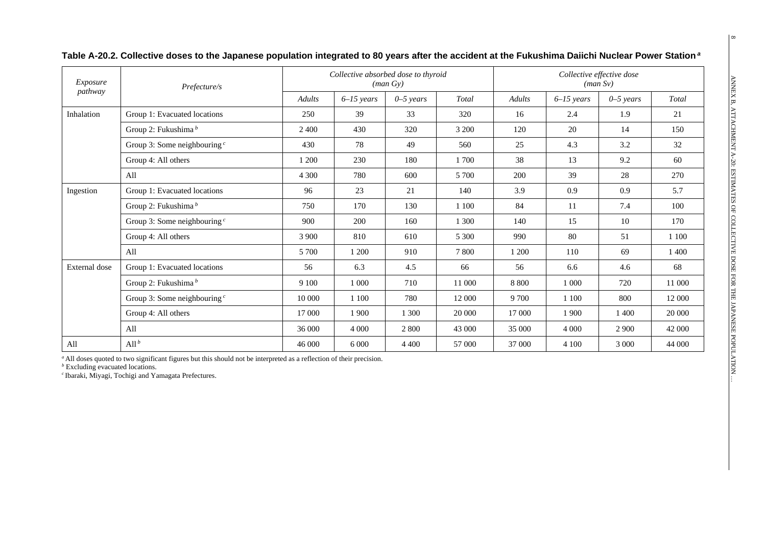**Table A-20.2. Collective doses to the Japanese population integrated to 80 years after the accident at the Fukushima Daiichi Nuclear Power Station [a]**

| *Exposure pathway* | *Prefecture/s* | *Collective absorbed dose to thyroid (man Gy)* | | | | *Collective effective dose (man Sv)* | | | |
|---|---|---|---|---|---|---|---|---|---|
| | | *Adults* | *6–15 years* | *0–5 years* | *Total* | *Adults* | *6–15 years* | *0–5 years* | *Total* |
| Inhalation | Group 1: Evacuated locations | 250 | 39 | 33 | 320 | 16 | 2.4 | 1.9 | 21 |
| | Group 2: Fukushima [b] | 2 400 | 430 | 320 | 3 200 | 120 | 20 | 14 | 150 |
| | Group 3: Some neighbouring [c] | 430 | 78 | 49 | 560 | 25 | 4.3 | 3.2 | 32 |
| | Group 4: All others | 1 200 | 230 | 180 | 1 700 | 38 | 13 | 9.2 | 60 |
| | All | 4 300 | 780 | 600 | 5 700 | 200 | 39 | 28 | 270 |
| Ingestion | Group 1: Evacuated locations | 96 | 23 | 21 | 140 | 3.9 | 0.9 | 0.9 | 5.7 |
| | Group 2: Fukushima [b] | 750 | 170 | 130 | 1 100 | 84 | 11 | 7.4 | 100 |
| | Group 3: Some neighbouring [c] | 900 | 200 | 160 | 1 300 | 140 | 15 | 10 | 170 |
| | Group 4: All others | 3 900 | 810 | 610 | 5 300 | 990 | 80 | 51 | 1 100 |
| | All | 5 700 | 1 200 | 910 | 7 800 | 1 200 | 110 | 69 | 1 400 |
| External dose | Group 1: Evacuated locations | 56 | 6.3 | 4.5 | 66 | 56 | 6.6 | 4.6 | 68 |
| | Group 2: Fukushima [b] | 9 100 | 1 000 | 710 | 11 000 | 8 800 | 1 000 | 720 | 11 000 |
| | Group 3: Some neighbouring [c] | 10 000 | 1 100 | 780 | 12 000 | 9 700 | 1 100 | 800 | 12 000 |
| | Group 4: All others | 17 000 | 1 900 | 1 300 | 20 000 | 17 000 | 1 900 | 1 400 | 20 000 |
| | All | 36 000 | 4 000 | 2 800 | 43 000 | 35 000 | 4 000 | 2 900 | 42 000 |
| All | All [b] | 46 000 | 6 000 | 4 400 | 57 000 | 37 000 | 4 100 | 3 000 | 44 000 |

[a] All doses quoted to two significant figures but this should not be interpreted as a reflection of their precision.
[b] Excluding evacuated locations.
[c] Ibaraki, Miyagi, Tochigi and Yamagata Prefectures.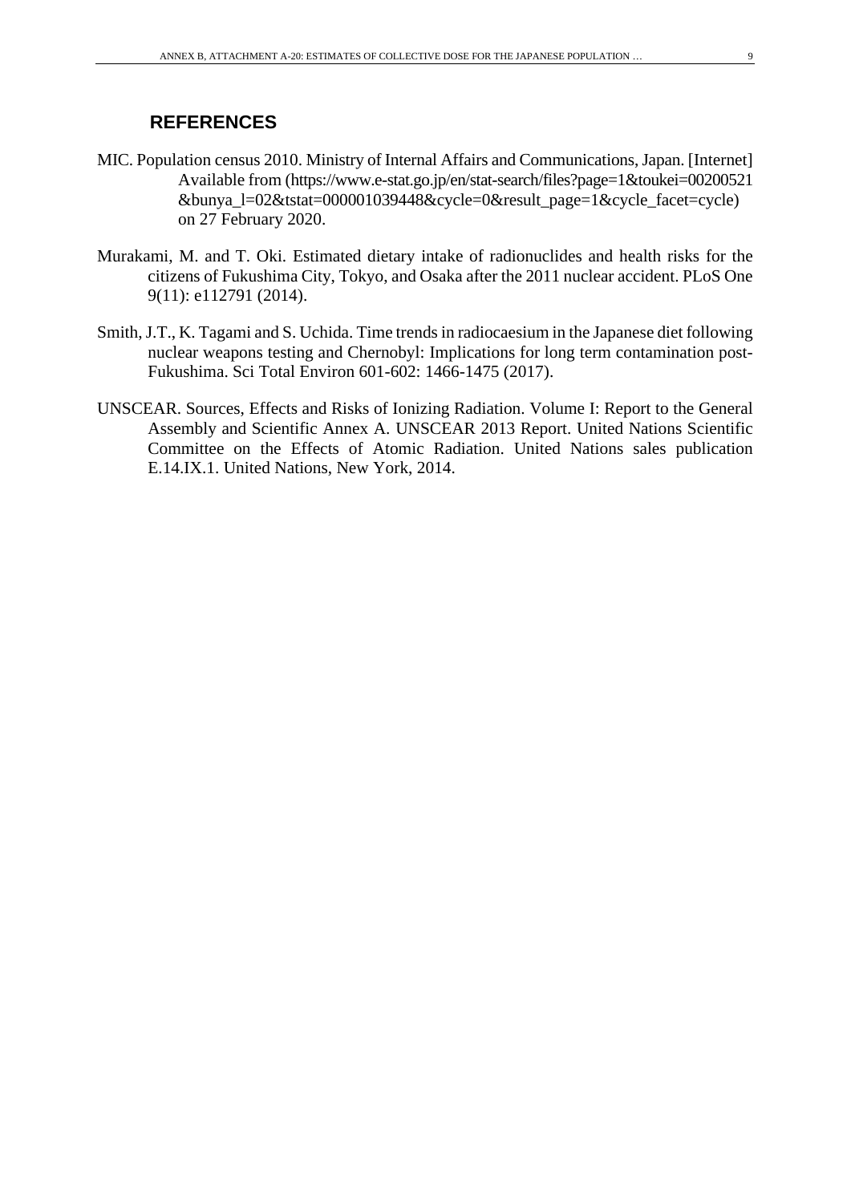## REFERENCES

MIC. Population census 2010. Ministry of Internal Affairs and Communications, Japan. [Internet] Available from (https://www.e-stat.go.jp/en/stat-search/files?page=1&toukei=00200521&bunya_l=02&tstat=000001039448&cycle=0&result_page=1&cycle_facet=cycle) on 27 February 2020.

Murakami, M. and T. Oki. Estimated dietary intake of radionuclides and health risks for the citizens of Fukushima City, Tokyo, and Osaka after the 2011 nuclear accident. PLoS One 9(11): e112791 (2014).

Smith, J.T., K. Tagami and S. Uchida. Time trends in radiocaesium in the Japanese diet following nuclear weapons testing and Chernobyl: Implications for long term contamination post-Fukushima. Sci Total Environ 601-602: 1466-1475 (2017).

UNSCEAR. Sources, Effects and Risks of Ionizing Radiation. Volume I: Report to the General Assembly and Scientific Annex A. UNSCEAR 2013 Report. United Nations Scientific Committee on the Effects of Atomic Radiation. United Nations sales publication E.14.IX.1. United Nations, New York, 2014.